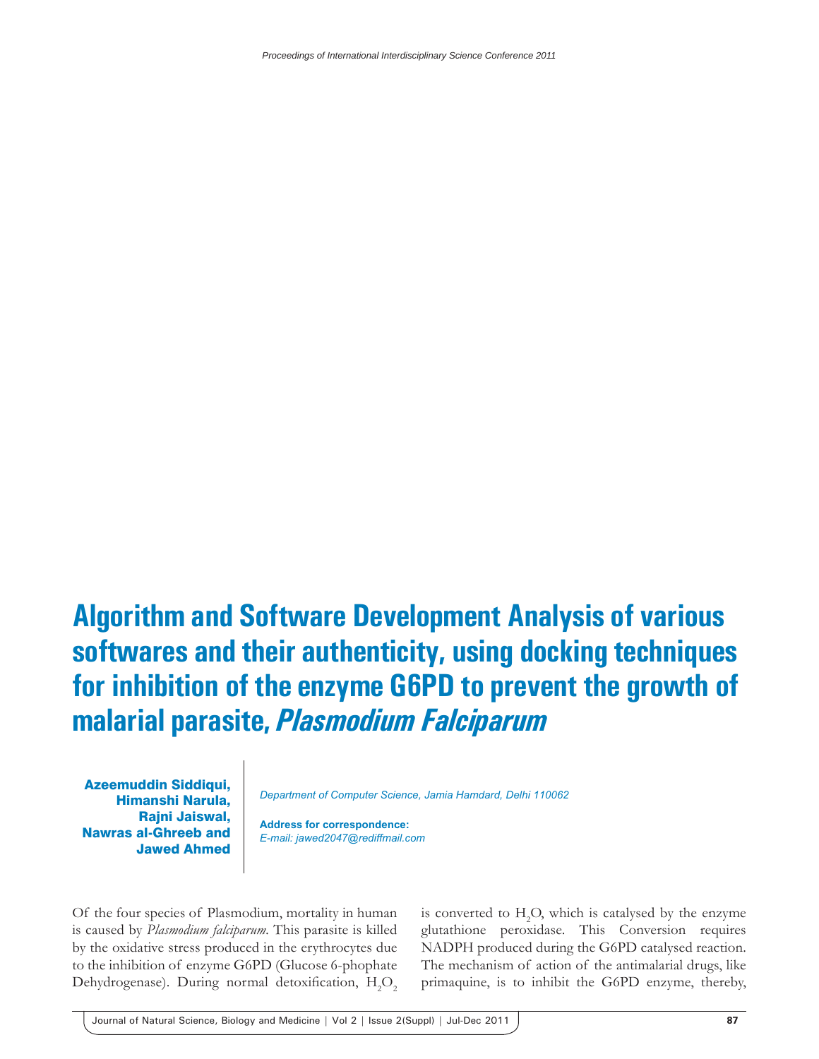# Algorithm and Software Development Analysis of various softwares and their authenticity, using docking techniques for inhibition of the enzyme G6PD to prevent the growth of malarial parasite, *Plasmodium Falciparum*

**Azeemuddin Siddiqui, Himanshi Narula, Rajni Jaiswal, Nawras al-Ghreeb and Jawed Ahmed**

*Department of Computer Science, Jamia Hamdard, Delhi 110062*

**Address for correspondence:**
*E-mail: jawed2047@rediffmail.com*

Of the four species of Plasmodium, mortality in human is caused by *Plasmodium falciparum*. This parasite is killed by the oxidative stress produced in the erythrocytes due to the inhibition of enzyme G6PD (Glucose 6-phophate Dehydrogenase). During normal detoxification, $H_2O_2$ is converted to $H_2O$, which is catalysed by the enzyme glutathione peroxidase. This Conversion requires NADPH produced during the G6PD catalysed reaction. The mechanism of action of the antimalarial drugs, like primaquine, is to inhibit the G6PD enzyme, thereby,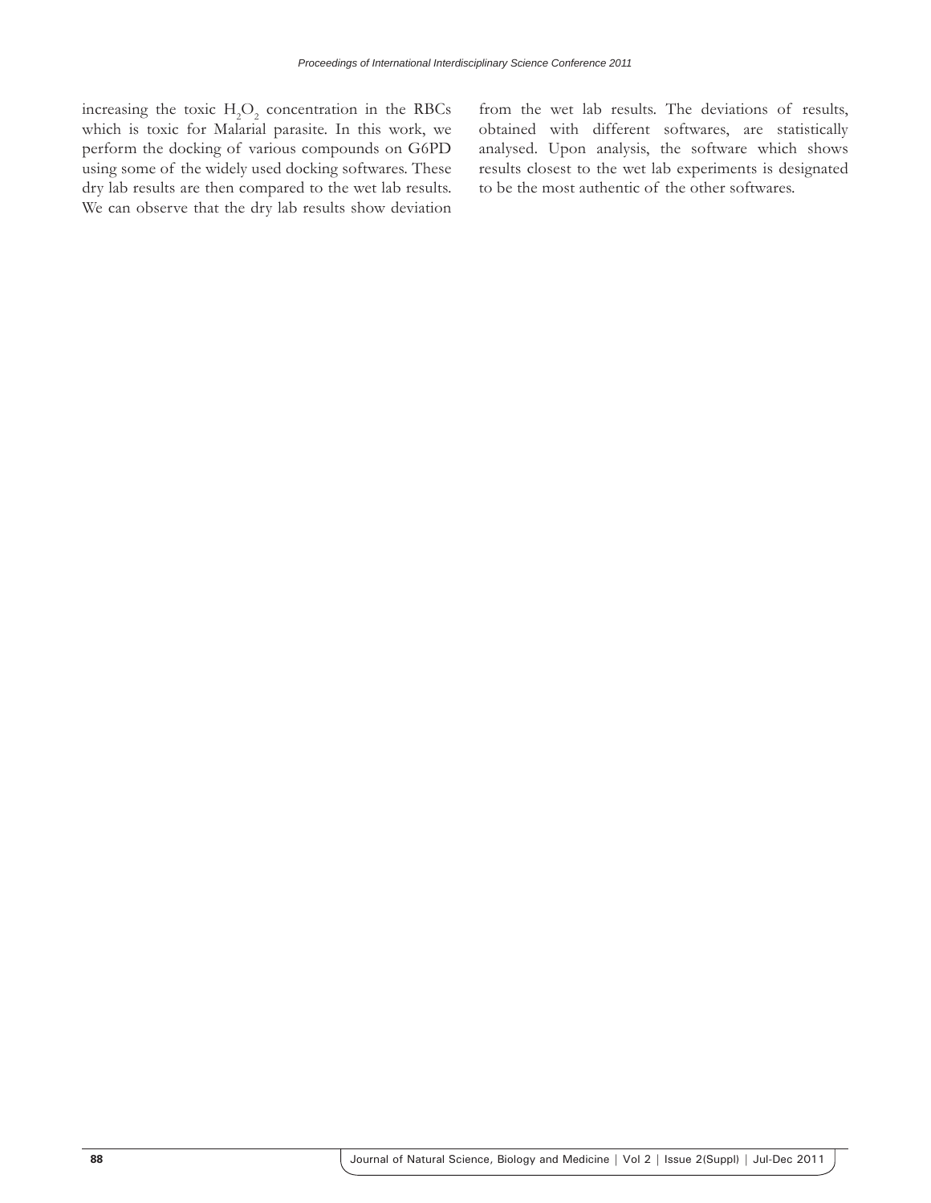increasing the toxic $H_2O_2$ concentration in the RBCs which is toxic for Malarial parasite. In this work, we perform the docking of various compounds on G6PD using some of the widely used docking softwares. These dry lab results are then compared to the wet lab results. We can observe that the dry lab results show deviation from the wet lab results. The deviations of results, obtained with different softwares, are statistically analysed. Upon analysis, the software which shows results closest to the wet lab experiments is designated to be the most authentic of the other softwares.